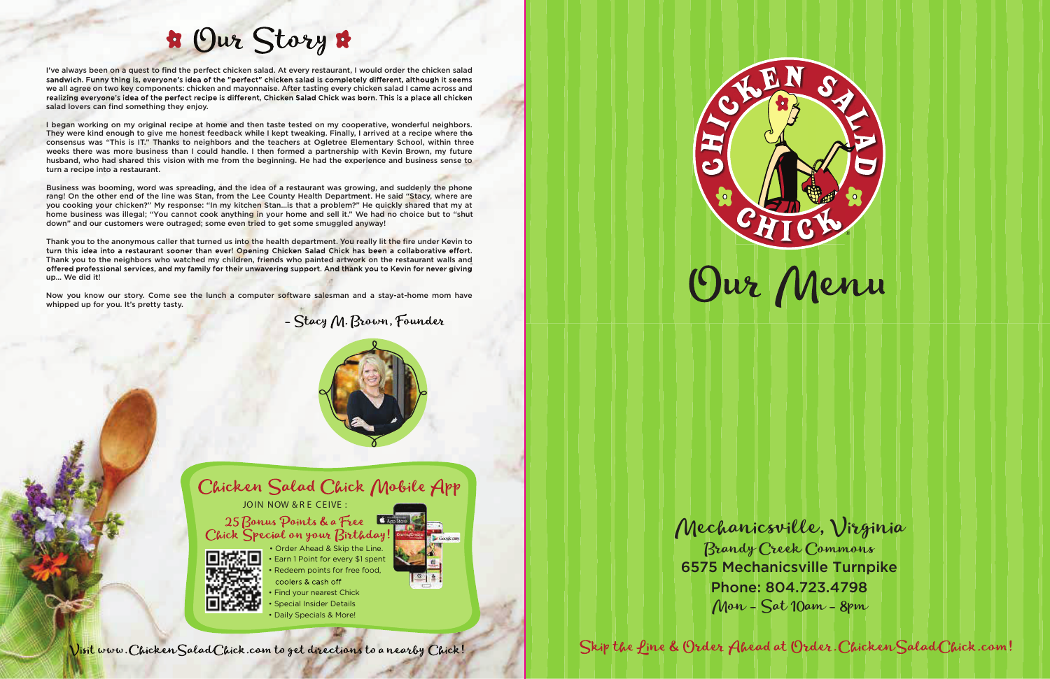# Our Story

I've always been on a quest to find the perfect chicken salad. At every restaurant, I would order the chicken salad sandwich. Funny thing is, everyone's idea of the "perfect" chicken salad is completely different, although it seems we all agree on two key components: chicken and mayonnaise. After tasting every chicken salad I came across and realizing everyone's idea of the perfect recipe is different, Chicken Salad Chick was born. This is a place all chicken salad lovers can find something they enjoy.

I began working on my original recipe at home and then taste tested on my cooperative, wonderful neighbors. They were kind enough to give me honest feedback while I kept tweaking. Finally, I arrived at a recipe where the consensus was "This is IT." Thanks to neighbors and the teachers at Ogletree Elementary School, within three weeks there was more business than I could handle. I then formed a partnership with Kevin Brown, my future husband, who had shared this vision with me from the beginning. He had the experience and business sense to turn a recipe into a restaurant.

Business was booming, word was spreading, and the idea of a restaurant was growing, and suddenly the phone rang! On the other end of the line was Stan, from the Lee County Health Department. He said "Stacy, where are you cooking your chicken?" My response: "In my kitchen Stan...is that a problem?" He quickly shared that my at home business was illegal; "You cannot cook anything in your home and sell it." We had no choice but to "shut down" and our customers were outraged; some even tried to get some smuggled anyway!

Thank you to the anonymous caller that turned us into the health department. You really lit the fire under Kevin to turn this idea into a restaurant sooner than ever! Opening Chicken Salad Chick has been a collaborative effort. Thank you to the neighbors who watched my children, friends who painted artwork on the restaurant walls and offered professional services, and my family for their unwavering support. And thank you to Kevin for never giving up... We did it!

Now you know our story. Come see the lunch a computer software salesman and a stay-at-home mom have whipped up for you. It's pretty tasty.

- Stacy M. Brown, Founder

## Chicken Salad Chick Mobile App

JOIN NOW & RECEIVE:

25 Bonus Points & a Free Chick Special on your Birthday!

- Order Ahead & Skip the Line.
- Earn 1 Point for every $1 spent
- Redeem points for free food, coolers & cash off
- Find your nearest Chick
- Special Insider Details
- Daily Specials & More!

Visit www.ChickenSaladChick.com to get directions to a nearby Chick!

# Chicken Salad Chick

# Our Menu

## Mechanicsville, Virginia

Brandy Creek Commons
6575 Mechanicsville Turnpike
Phone: 804.723.4798
Mon - Sat 10am - 8pm

Skip the Line & Order Ahead at Order.ChickenSaladChick.com!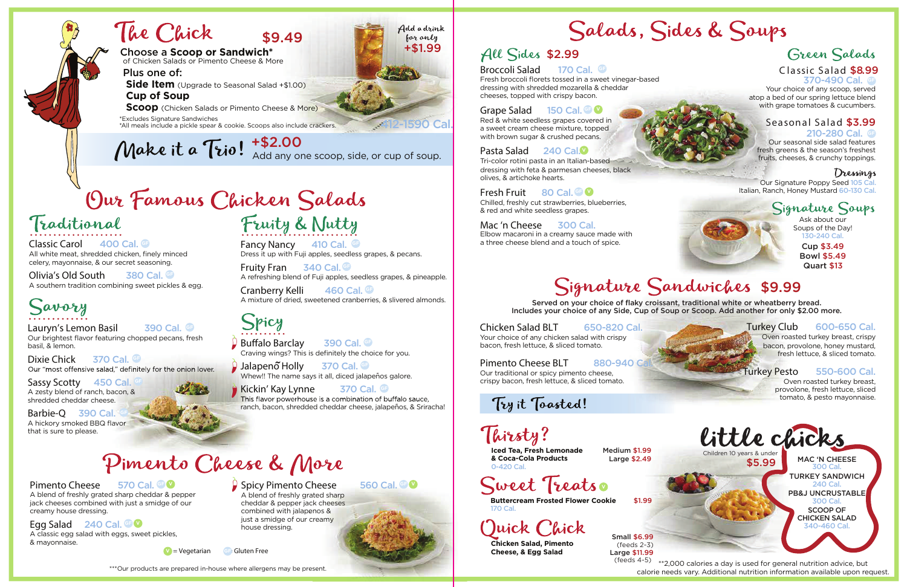# The Chick $9.49

Add a drink for only +$1.99

Choose a **Scoop or Sandwich*** of Chicken Salads or Pimento Cheese & More

**Plus one of:**

- **Side Item** (Upgrade to Seasonal Salad +$1.00)
- **Cup of Soup**
- **Scoop** (Chicken Salads or Pimento Cheese & More)

*Excludes Signature Sandwiches
*All meals include a pickle spear & cookie. Scoops also include crackers.

412-1590 Cal.

## Make it a Trio! +$2.00

Add any one scoop, side, or cup of soup.

# Our Famous Chicken Salads

## Traditional

**Classic Carol** 400 Cal. GF
All white meat, shredded chicken, finely minced celery, mayonnaise, & our secret seasoning.

**Olivia's Old South** 380 Cal. GF
A southern tradition combining sweet pickles & egg.

## Savory

**Lauryn's Lemon Basil** 390 Cal. GF
Our brightest flavor featuring chopped pecans, fresh basil, & lemon.

**Dixie Chick** 370 Cal. GF
Our "most offensive salad," definitely for the onion lover.

**Sassy Scotty** 450 Cal. GF
A zesty blend of ranch, bacon, & shredded cheddar cheese.

**Barbie-Q** 390 Cal. GF
A hickory smoked BBQ flavor that is sure to please.

## Fruity & Nutty

**Fancy Nancy** 410 Cal. GF
Dress it up with Fuji apples, seedless grapes, & pecans.

**Fruity Fran** 340 Cal. GF
A refreshing blend of Fuji apples, seedless grapes, & pineapple.

**Cranberry Kelli** 460 Cal. GF
A mixture of dried, sweetened cranberries, & slivered almonds.

## Spicy

**Buffalo Barclay** 390 Cal. GF
Craving wings? This is definitely the choice for you.

**Jalapeño Holly** 370 Cal. GF
Whew!! The name says it all, diced jalapeños galore.

**Kickin' Kay Lynne** 370 Cal. GF
This flavor powerhouse is a combination of buffalo sauce, ranch, bacon, shredded cheddar cheese, jalapeños, & Sriracha!

# Pimento Cheese & More

**Pimento Cheese** 570 Cal. GF V
A blend of freshly grated sharp cheddar & pepper jack cheeses combined with just a smidge of our creamy house dressing.

**Egg Salad** 240 Cal. GF V
A classic egg salad with eggs, sweet pickles, & mayonnaise.

**Spicy Pimento Cheese** 560 Cal. GF V
A blend of freshly grated sharp cheddar & pepper jack cheeses combined with jalapenos & just a smidge of our creamy house dressing.

V = Vegetarian GF Gluten Free

***Our products are prepared in-house where allergens may be present.

# Salads, Sides & Soups

## All Sides $2.99

**Broccoli Salad** 170 Cal. GF
Fresh broccoli florets tossed in a sweet vinegar-based dressing with shredded mozarella & cheddar cheeses, topped with crispy bacon.

**Grape Salad** 150 Cal. GF V
Red & white seedless grapes covered in a sweet cream cheese mixture, topped with brown sugar & crushed pecans.

**Pasta Salad** 240 Cal. V
Tri-color rotini pasta in an Italian-based dressing with feta & parmesan cheeses, black olives, & artichoke hearts.

**Fresh Fruit** 80 Cal. GF V
Chilled, freshly cut strawberries, blueberries, & red and white seedless grapes.

**Mac 'n Cheese** 300 Cal.
Elbow macaroni in a creamy sauce made with a three cheese blend and a touch of spice.

## Green Salads

**Classic Salad $8.99**
370-490 Cal. GF
Your choice of any scoop, served atop a bed of our spring lettuce blend with grape tomatoes & cucumbers.

**Seasonal Salad $3.99**
210-280 Cal. GF
Our seasonal side salad features fresh greens & the season's freshest fruits, cheeses, & crunchy toppings.

### Dressings

Our Signature Poppy Seed 105 Cal.
Italian, Ranch, Honey Mustard 60-130 Cal.

## Signature Soups

Ask about our Soups of the Day!
130-240 Cal.

- Cup $3.49
- Bowl $5.49
- Quart $13

# Signature Sandwiches $9.99

Served on your choice of flaky croissant, traditional white or wheatberry bread.
Includes your choice of any Side, Cup of Soup or Scoop. Add another for only $2.00 more.

**Chicken Salad BLT** 650-820 Cal.
Your choice of any chicken salad with crispy bacon, fresh lettuce, & sliced tomato.

**Pimento Cheese BLT** 880-940 Cal.
Our traditional or spicy pimento cheese, crispy bacon, fresh lettuce, & sliced tomato.

**Turkey Club** 600-650 Cal.
Oven roasted turkey breast, crispy bacon, provolone, honey mustard, fresh lettuce, & sliced tomato.

**Turkey Pesto** 550-600 Cal.
Oven roasted turkey breast, provolone, fresh lettuce, sliced tomato, & pesto mayonnaise.

Try it Toasted!

## Thirsty?

**Iced Tea, Fresh Lemonade & Coca-Cola Products**
0-420 Cal.

Medium $1.99
Large $2.49

## Sweet Treats V

**Buttercream Frosted Flower Cookie** $1.99
170 Cal.

## Quick Chick

**Chicken Salad, Pimento Cheese, & Egg Salad**

Small $6.99 (feeds 2-3)
Large $11.99 (feeds 4-5)

## little chicks

Children 10 years & under
$5.99

- MAC 'N CHEESE 300 Cal.
- TURKEY SANDWICH 240 Cal.
- PB&J UNCRUSTABLE 300 Cal.
- SCOOP OF CHICKEN SALAD 340-460 Cal.

**2,000 calories a day is used for general nutrition advice, but calorie needs vary. Additional nutrition information available upon request.